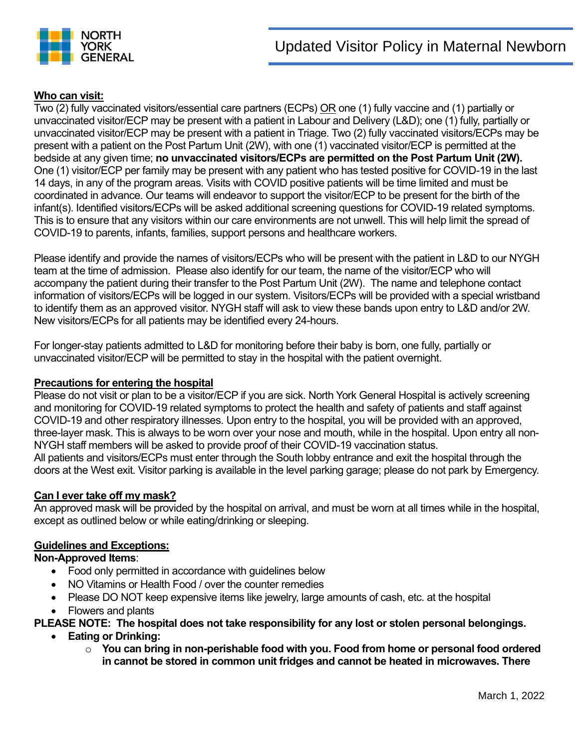# Updated Visitor Policy in Maternal Newborn

**Who can visit:**

Two (2) fully vaccinated visitors/essential care partners (ECPs) OR one (1) fully vaccine and (1) partially or unvaccinated visitor/ECP may be present with a patient in Labour and Delivery (L&D); one (1) fully, partially or unvaccinated visitor/ECP may be present with a patient in Triage. Two (2) fully vaccinated visitors/ECPs may be present with a patient on the Post Partum Unit (2W), with one (1) vaccinated visitor/ECP is permitted at the bedside at any given time; **no unvaccinated visitors/ECPs are permitted on the Post Partum Unit (2W).** One (1) visitor/ECP per family may be present with any patient who has tested positive for COVID-19 in the last 14 days, in any of the program areas. Visits with COVID positive patients will be time limited and must be coordinated in advance. Our teams will endeavor to support the visitor/ECP to be present for the birth of the infant(s). Identified visitors/ECPs will be asked additional screening questions for COVID-19 related symptoms. This is to ensure that any visitors within our care environments are not unwell. This will help limit the spread of COVID-19 to parents, infants, families, support persons and healthcare workers.

Please identify and provide the names of visitors/ECPs who will be present with the patient in L&D to our NYGH team at the time of admission. Please also identify for our team, the name of the visitor/ECP who will accompany the patient during their transfer to the Post Partum Unit (2W). The name and telephone contact information of visitors/ECPs will be logged in our system. Visitors/ECPs will be provided with a special wristband to identify them as an approved visitor. NYGH staff will ask to view these bands upon entry to L&D and/or 2W. New visitors/ECPs for all patients may be identified every 24-hours.

For longer-stay patients admitted to L&D for monitoring before their baby is born, one fully, partially or unvaccinated visitor/ECP will be permitted to stay in the hospital with the patient overnight.

**Precautions for entering the hospital**

Please do not visit or plan to be a visitor/ECP if you are sick. North York General Hospital is actively screening and monitoring for COVID-19 related symptoms to protect the health and safety of patients and staff against COVID-19 and other respiratory illnesses. Upon entry to the hospital, you will be provided with an approved, three-layer mask. This is always to be worn over your nose and mouth, while in the hospital. Upon entry all non-NYGH staff members will be asked to provide proof of their COVID-19 vaccination status.
All patients and visitors/ECPs must enter through the South lobby entrance and exit the hospital through the doors at the West exit. Visitor parking is available in the level parking garage; please do not park by Emergency.

**Can I ever take off my mask?**

An approved mask will be provided by the hospital on arrival, and must be worn at all times while in the hospital, except as outlined below or while eating/drinking or sleeping.

**Guidelines and Exceptions:**

**Non-Approved Items**:

- Food only permitted in accordance with guidelines below
- NO Vitamins or Health Food / over the counter remedies
- Please DO NOT keep expensive items like jewelry, large amounts of cash, etc. at the hospital
- Flowers and plants

**PLEASE NOTE: The hospital does not take responsibility for any lost or stolen personal belongings.**

- **Eating or Drinking:**
  - **You can bring in non-perishable food with you. Food from home or personal food ordered in cannot be stored in common unit fridges and cannot be heated in microwaves. There**

March 1, 2022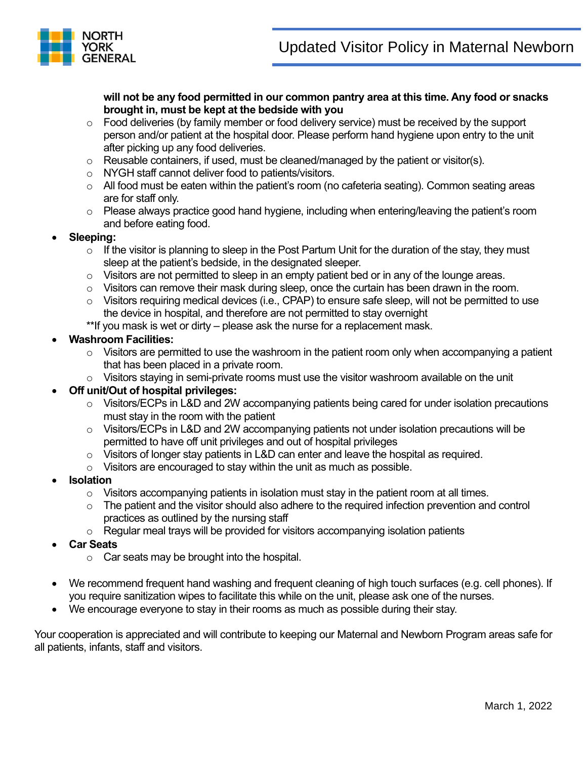**will not be any food permitted in our common pantry area at this time. Any food or snacks brought in, must be kept at the bedside with you**

  - Food deliveries (by family member or food delivery service) must be received by the support person and/or patient at the hospital door. Please perform hand hygiene upon entry to the unit after picking up any food deliveries.
  - Reusable containers, if used, must be cleaned/managed by the patient or visitor(s).
  - NYGH staff cannot deliver food to patients/visitors.
  - All food must be eaten within the patient's room (no cafeteria seating). Common seating areas are for staff only.
  - Please always practice good hand hygiene, including when entering/leaving the patient's room and before eating food.

- **Sleeping:**
  - If the visitor is planning to sleep in the Post Partum Unit for the duration of the stay, they must sleep at the patient's bedside, in the designated sleeper.
  - Visitors are not permitted to sleep in an empty patient bed or in any of the lounge areas.
  - Visitors can remove their mask during sleep, once the curtain has been drawn in the room.
  - Visitors requiring medical devices (i.e., CPAP) to ensure safe sleep, will not be permitted to use the device in hospital, and therefore are not permitted to stay overnight

  **If you mask is wet or dirty – please ask the nurse for a replacement mask.
- **Washroom Facilities:**
  - Visitors are permitted to use the washroom in the patient room only when accompanying a patient that has been placed in a private room.
  - Visitors staying in semi-private rooms must use the visitor washroom available on the unit
- **Off unit/Out of hospital privileges:**
  - Visitors/ECPs in L&D and 2W accompanying patients being cared for under isolation precautions must stay in the room with the patient
  - Visitors/ECPs in L&D and 2W accompanying patients not under isolation precautions will be permitted to have off unit privileges and out of hospital privileges
  - Visitors of longer stay patients in L&D can enter and leave the hospital as required.
  - Visitors are encouraged to stay within the unit as much as possible.
- **Isolation**
  - Visitors accompanying patients in isolation must stay in the patient room at all times.
  - The patient and the visitor should also adhere to the required infection prevention and control practices as outlined by the nursing staff
  - Regular meal trays will be provided for visitors accompanying isolation patients
- **Car Seats**
  - Car seats may be brought into the hospital.

- We recommend frequent hand washing and frequent cleaning of high touch surfaces (e.g. cell phones). If you require sanitization wipes to facilitate this while on the unit, please ask one of the nurses.
- We encourage everyone to stay in their rooms as much as possible during their stay.

Your cooperation is appreciated and will contribute to keeping our Maternal and Newborn Program areas safe for all patients, infants, staff and visitors.

March 1, 2022